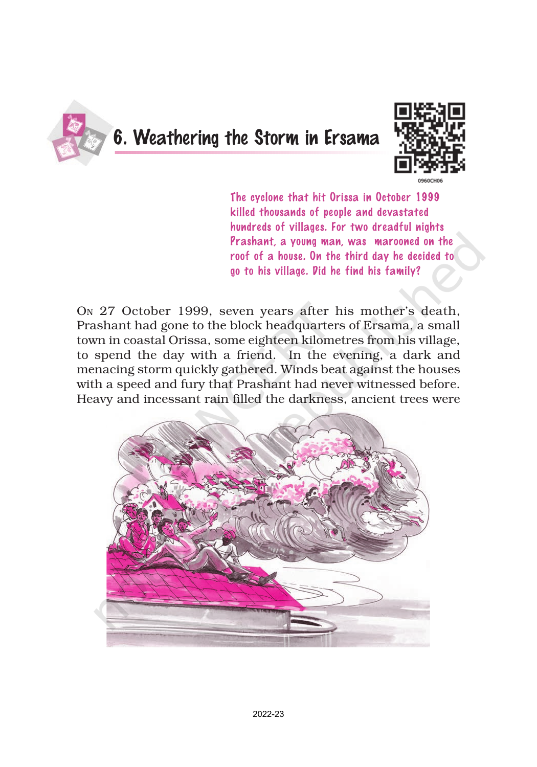# 6. Weathering the Storm in Ersama

0960CH06

*The cyclone that hit Orissa in October 1999 killed thousands of people and devastated hundreds of villages. For two dreadful nights Prashant, a young man, was marooned on the roof of a house. On the third day he decided to go to his village. Did he find his family?*

ON 27 October 1999, seven years after his mother's death, Prashant had gone to the block headquarters of Ersama, a small town in coastal Orissa, some eighteen kilometres from his village, to spend the day with a friend. In the evening, a dark and menacing storm quickly gathered. Winds beat against the houses with a speed and fury that Prashant had never witnessed before. Heavy and incessant rain filled the darkness, ancient trees were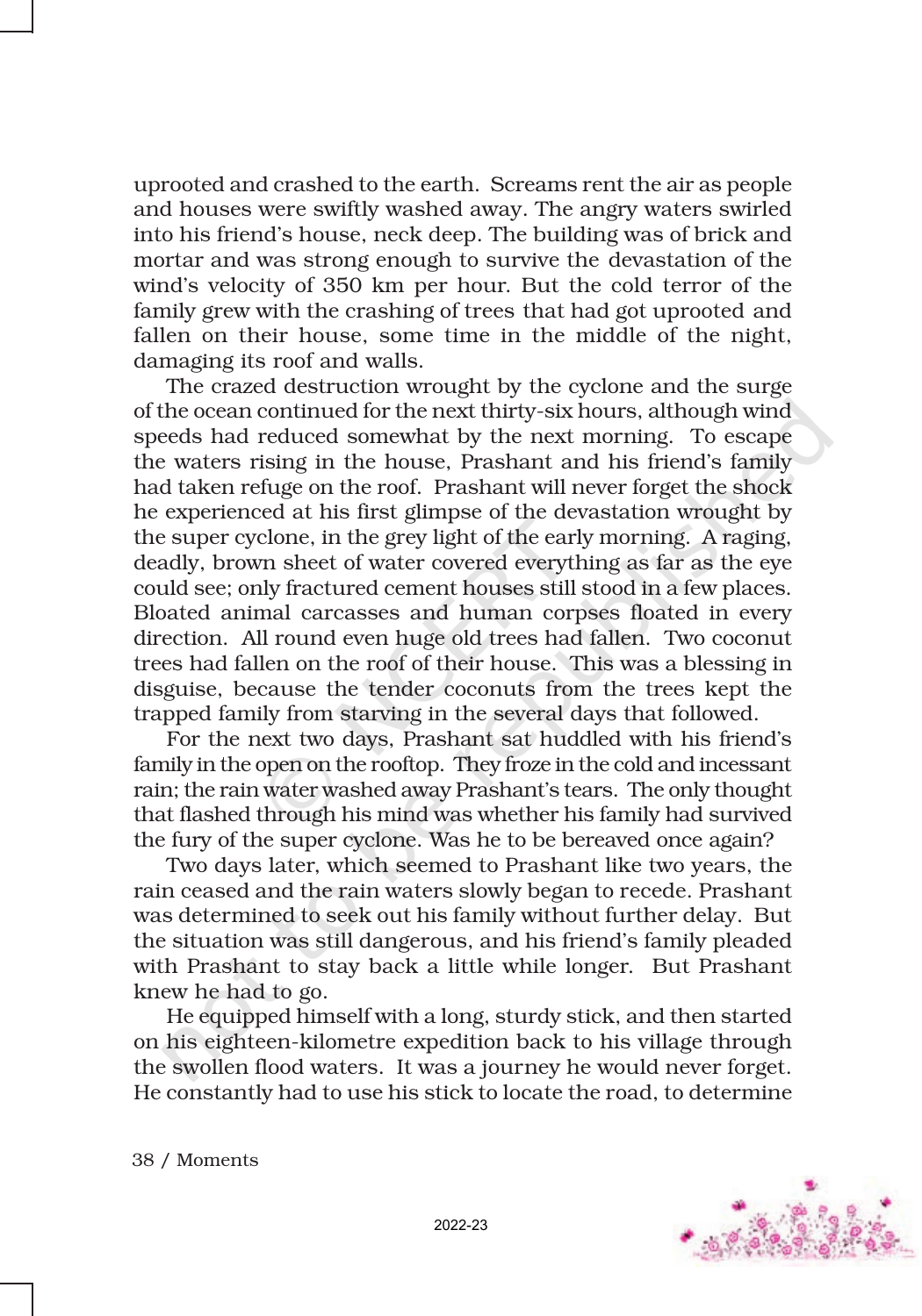uprooted and crashed to the earth. Screams rent the air as people and houses were swiftly washed away. The angry waters swirled into his friend's house, neck deep. The building was of brick and mortar and was strong enough to survive the devastation of the wind's velocity of 350 km per hour. But the cold terror of the family grew with the crashing of trees that had got uprooted and fallen on their house, some time in the middle of the night, damaging its roof and walls.

The crazed destruction wrought by the cyclone and the surge of the ocean continued for the next thirty-six hours, although wind speeds had reduced somewhat by the next morning. To escape the waters rising in the house, Prashant and his friend's family had taken refuge on the roof. Prashant will never forget the shock he experienced at his first glimpse of the devastation wrought by the super cyclone, in the grey light of the early morning. A raging, deadly, brown sheet of water covered everything as far as the eye could see; only fractured cement houses still stood in a few places. Bloated animal carcasses and human corpses floated in every direction. All round even huge old trees had fallen. Two coconut trees had fallen on the roof of their house. This was a blessing in disguise, because the tender coconuts from the trees kept the trapped family from starving in the several days that followed.

For the next two days, Prashant sat huddled with his friend's family in the open on the rooftop. They froze in the cold and incessant rain; the rain water washed away Prashant's tears. The only thought that flashed through his mind was whether his family had survived the fury of the super cyclone. Was he to be bereaved once again?

Two days later, which seemed to Prashant like two years, the rain ceased and the rain waters slowly began to recede. Prashant was determined to seek out his family without further delay. But the situation was still dangerous, and his friend's family pleaded with Prashant to stay back a little while longer. But Prashant knew he had to go.

He equipped himself with a long, sturdy stick, and then started on his eighteen-kilometre expedition back to his village through the swollen flood waters. It was a journey he would never forget. He constantly had to use his stick to locate the road, to determine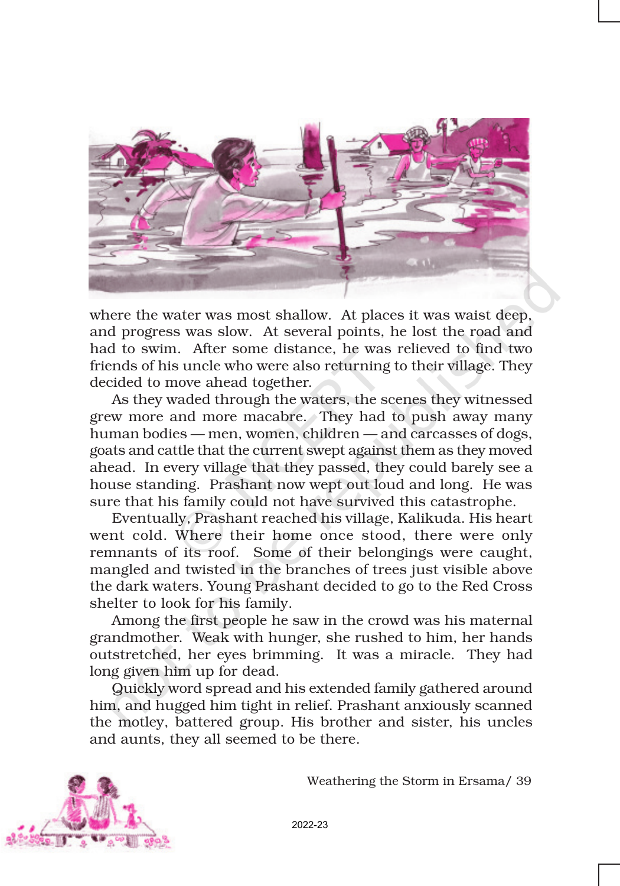where the water was most shallow. At places it was waist deep, and progress was slow. At several points, he lost the road and had to swim. After some distance, he was relieved to find two friends of his uncle who were also returning to their village. They decided to move ahead together.

As they waded through the waters, the scenes they witnessed grew more and more macabre. They had to push away many human bodies — men, women, children — and carcasses of dogs, goats and cattle that the current swept against them as they moved ahead. In every village that they passed, they could barely see a house standing. Prashant now wept out loud and long. He was sure that his family could not have survived this catastrophe.

Eventually, Prashant reached his village, Kalikuda. His heart went cold. Where their home once stood, there were only remnants of its roof. Some of their belongings were caught, mangled and twisted in the branches of trees just visible above the dark waters. Young Prashant decided to go to the Red Cross shelter to look for his family.

Among the first people he saw in the crowd was his maternal grandmother. Weak with hunger, she rushed to him, her hands outstretched, her eyes brimming. It was a miracle. They had long given him up for dead.

Quickly word spread and his extended family gathered around him, and hugged him tight in relief. Prashant anxiously scanned the motley, battered group. His brother and sister, his uncles and aunts, they all seemed to be there.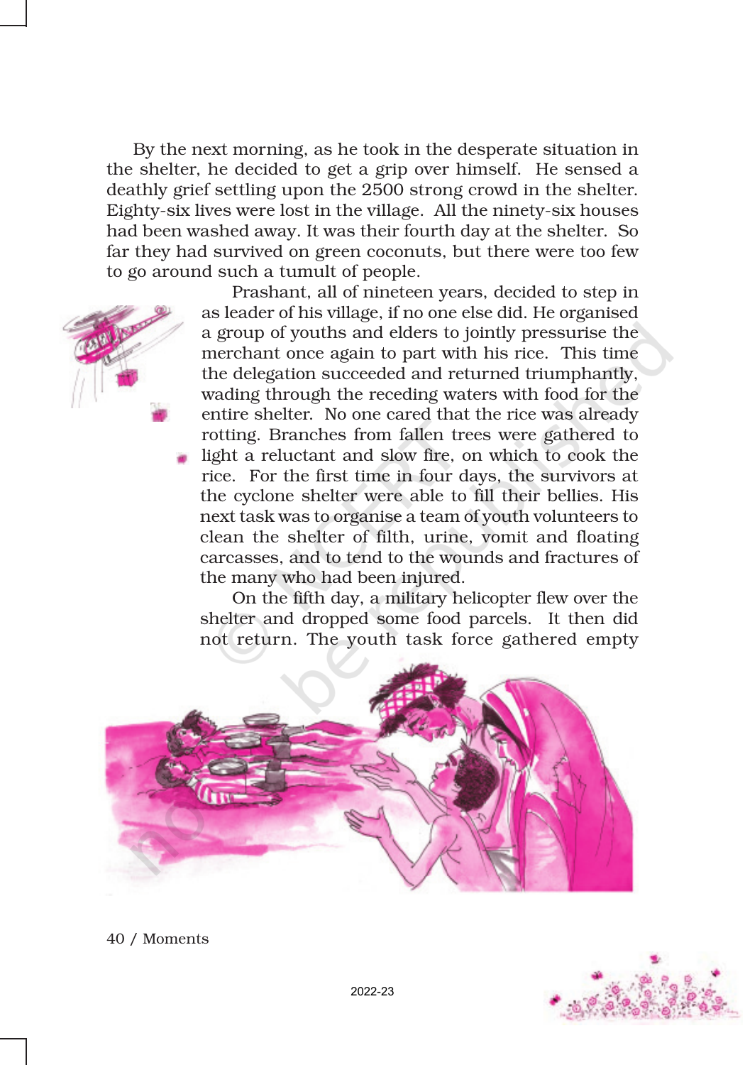By the next morning, as he took in the desperate situation in the shelter, he decided to get a grip over himself. He sensed a deathly grief settling upon the 2500 strong crowd in the shelter. Eighty-six lives were lost in the village. All the ninety-six houses had been washed away. It was their fourth day at the shelter. So far they had survived on green coconuts, but there were too few to go around such a tumult of people.

Prashant, all of nineteen years, decided to step in as leader of his village, if no one else did. He organised a group of youths and elders to jointly pressurise the merchant once again to part with his rice. This time the delegation succeeded and returned triumphantly, wading through the receding waters with food for the entire shelter. No one cared that the rice was already rotting. Branches from fallen trees were gathered to light a reluctant and slow fire, on which to cook the rice. For the first time in four days, the survivors at the cyclone shelter were able to fill their bellies. His next task was to organise a team of youth volunteers to clean the shelter of filth, urine, vomit and floating carcasses, and to tend to the wounds and fractures of the many who had been injured.

On the fifth day, a military helicopter flew over the shelter and dropped some food parcels. It then did not return. The youth task force gathered empty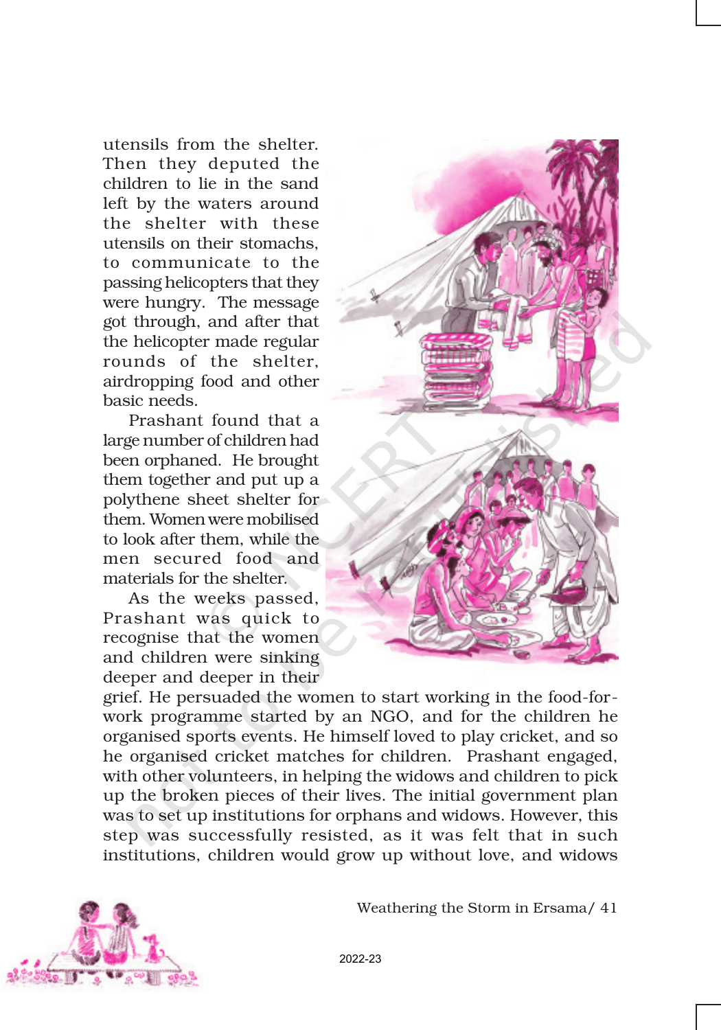utensils from the shelter. Then they deputed the children to lie in the sand left by the waters around the shelter with these utensils on their stomachs, to communicate to the passing helicopters that they were hungry. The message got through, and after that the helicopter made regular rounds of the shelter, airdropping food and other basic needs.

Prashant found that a large number of children had been orphaned. He brought them together and put up a polythene sheet shelter for them. Women were mobilised to look after them, while the men secured food and materials for the shelter.

As the weeks passed, Prashant was quick to recognise that the women and children were sinking deeper and deeper in their grief. He persuaded the women to start working in the food-for-work programme started by an NGO, and for the children he organised sports events. He himself loved to play cricket, and so he organised cricket matches for children. Prashant engaged, with other volunteers, in helping the widows and children to pick up the broken pieces of their lives. The initial government plan was to set up institutions for orphans and widows. However, this step was successfully resisted, as it was felt that in such institutions, children would grow up without love, and widows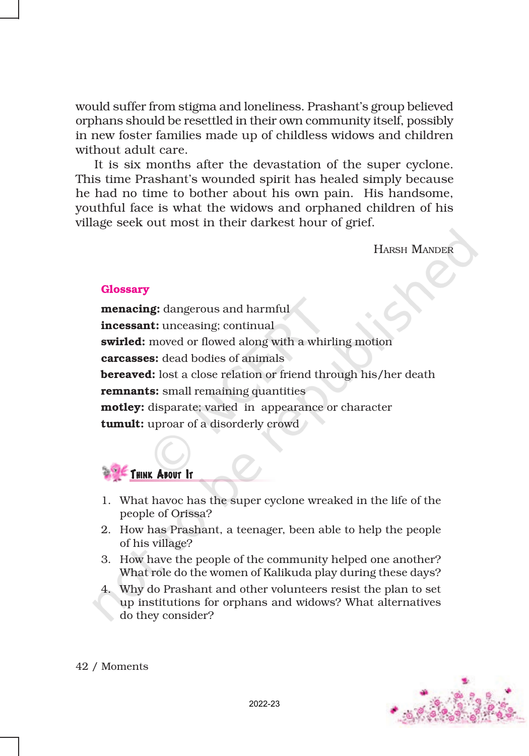would suffer from stigma and loneliness. Prashant's group believed orphans should be resettled in their own community itself, possibly in new foster families made up of childless widows and children without adult care.

It is six months after the devastation of the super cyclone. This time Prashant's wounded spirit has healed simply because he had no time to bother about his own pain. His handsome, youthful face is what the widows and orphaned children of his village seek out most in their darkest hour of grief.

HARSH MANDER

## Glossary

**menacing:** dangerous and harmful
**incessant:** unceasing; continual
**swirled:** moved or flowed along with a whirling motion
**carcasses:** dead bodies of animals
**bereaved:** lost a close relation or friend through his/her death
**remnants:** small remaining quantities
**motley:** disparate; varied in appearance or character
**tumult:** uproar of a disorderly crowd

## Think About It

1. What havoc has the super cyclone wreaked in the life of the people of Orissa?
2. How has Prashant, a teenager, been able to help the people of his village?
3. How have the people of the community helped one another? What role do the women of Kalikuda play during these days?
4. Why do Prashant and other volunteers resist the plan to set up institutions for orphans and widows? What alternatives do they consider?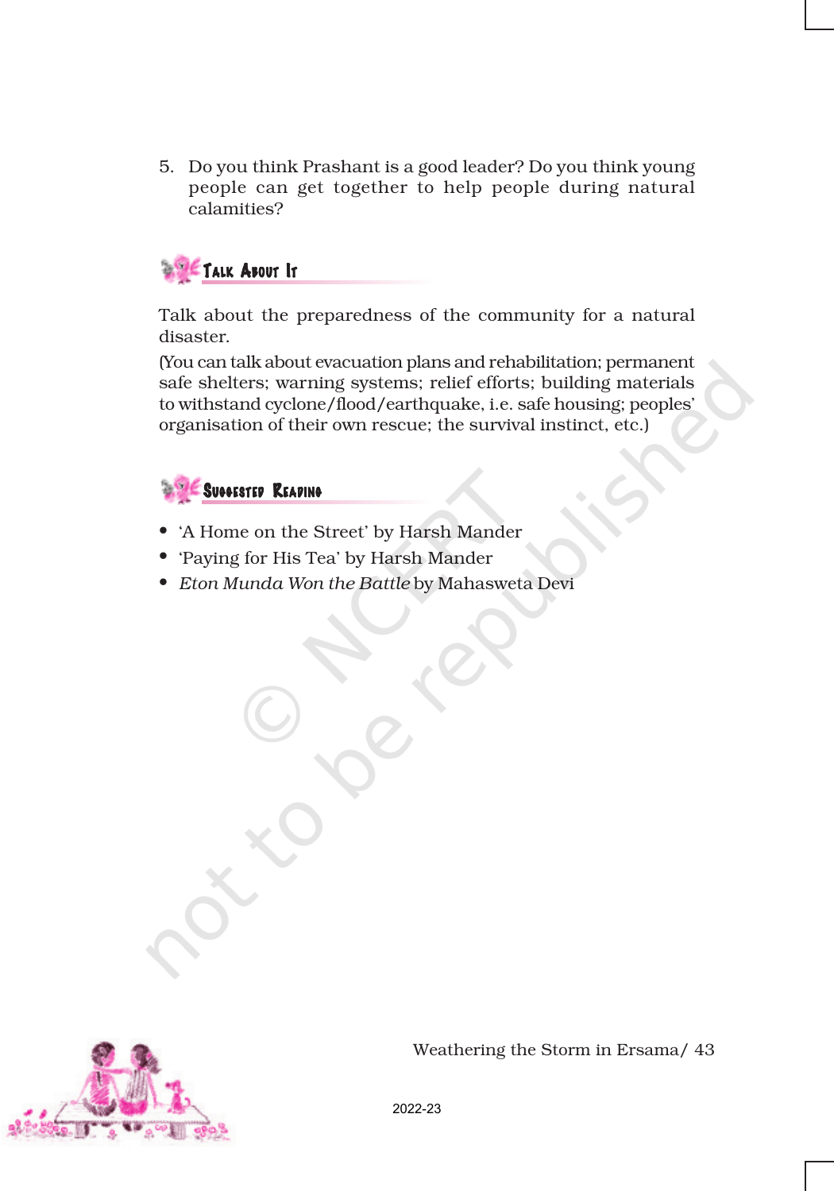5. Do you think Prashant is a good leader? Do you think young people can get together to help people during natural calamities?

## Talk About It

Talk about the preparedness of the community for a natural disaster.

(You can talk about evacuation plans and rehabilitation; permanent safe shelters; warning systems; relief efforts; building materials to withstand cyclone/flood/earthquake, i.e. safe housing; peoples' organisation of their own rescue; the survival instinct, etc.)

## Suggested Reading

- 'A Home on the Street' by Harsh Mander
- 'Paying for His Tea' by Harsh Mander
- *Eton Munda Won the Battle* by Mahasweta Devi